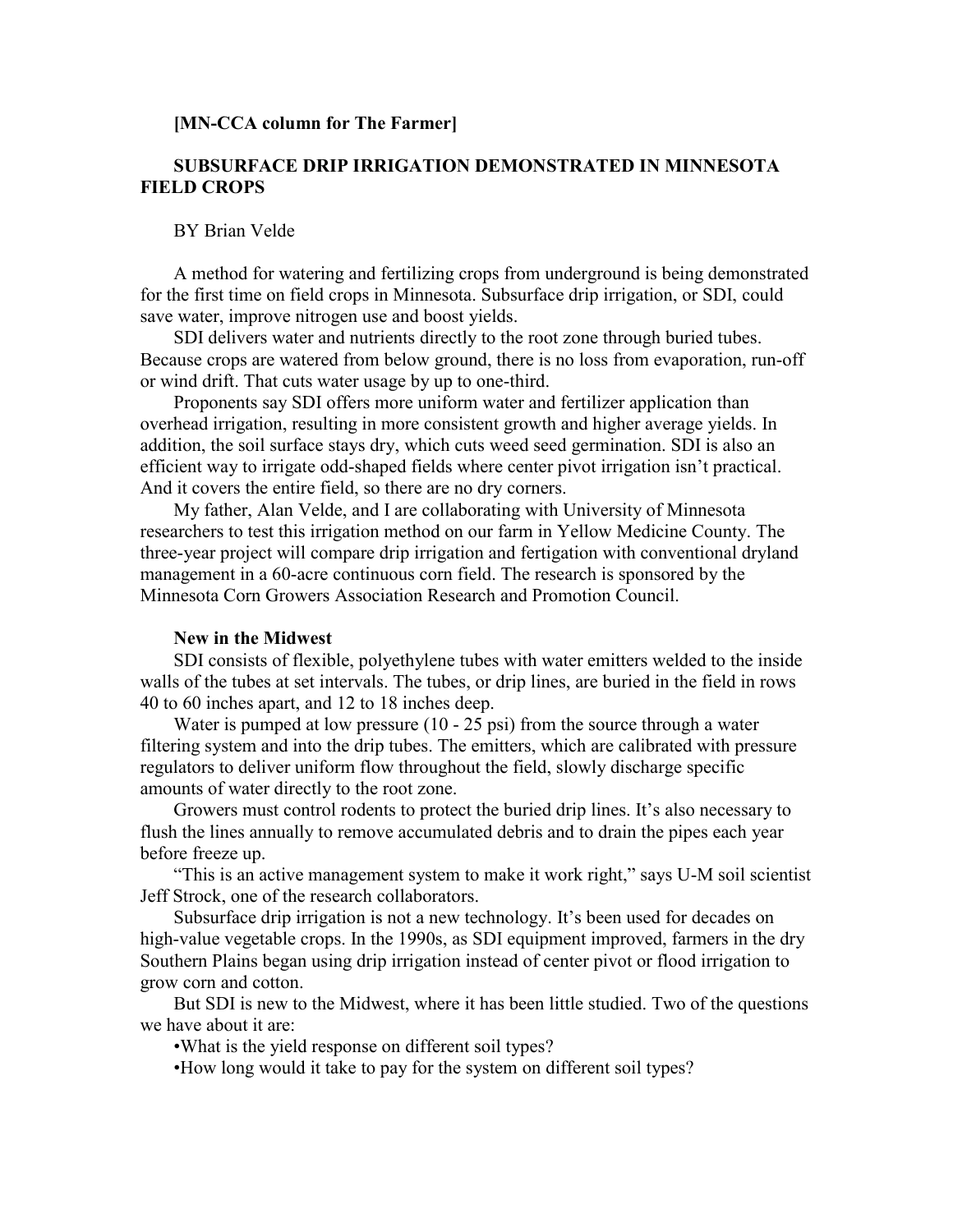**[MN-CCA column for The Farmer]**

# SUBSURFACE DRIP IRRIGATION DEMONSTRATED IN MINNESOTA FIELD CROPS

BY Brian Velde

A method for watering and fertilizing crops from underground is being demonstrated for the first time on field crops in Minnesota. Subsurface drip irrigation, or SDI, could save water, improve nitrogen use and boost yields.

SDI delivers water and nutrients directly to the root zone through buried tubes. Because crops are watered from below ground, there is no loss from evaporation, run-off or wind drift. That cuts water usage by up to one-third.

Proponents say SDI offers more uniform water and fertilizer application than overhead irrigation, resulting in more consistent growth and higher average yields. In addition, the soil surface stays dry, which cuts weed seed germination. SDI is also an efficient way to irrigate odd-shaped fields where center pivot irrigation isn't practical. And it covers the entire field, so there are no dry corners.

My father, Alan Velde, and I are collaborating with University of Minnesota researchers to test this irrigation method on our farm in Yellow Medicine County. The three-year project will compare drip irrigation and fertigation with conventional dryland management in a 60-acre continuous corn field. The research is sponsored by the Minnesota Corn Growers Association Research and Promotion Council.

## New in the Midwest

SDI consists of flexible, polyethylene tubes with water emitters welded to the inside walls of the tubes at set intervals. The tubes, or drip lines, are buried in the field in rows 40 to 60 inches apart, and 12 to 18 inches deep.

Water is pumped at low pressure (10 - 25 psi) from the source through a water filtering system and into the drip tubes. The emitters, which are calibrated with pressure regulators to deliver uniform flow throughout the field, slowly discharge specific amounts of water directly to the root zone.

Growers must control rodents to protect the buried drip lines. It's also necessary to flush the lines annually to remove accumulated debris and to drain the pipes each year before freeze up.

"This is an active management system to make it work right," says U-M soil scientist Jeff Strock, one of the research collaborators.

Subsurface drip irrigation is not a new technology. It's been used for decades on high-value vegetable crops. In the 1990s, as SDI equipment improved, farmers in the dry Southern Plains began using drip irrigation instead of center pivot or flood irrigation to grow corn and cotton.

But SDI is new to the Midwest, where it has been little studied. Two of the questions we have about it are:

- What is the yield response on different soil types?
- How long would it take to pay for the system on different soil types?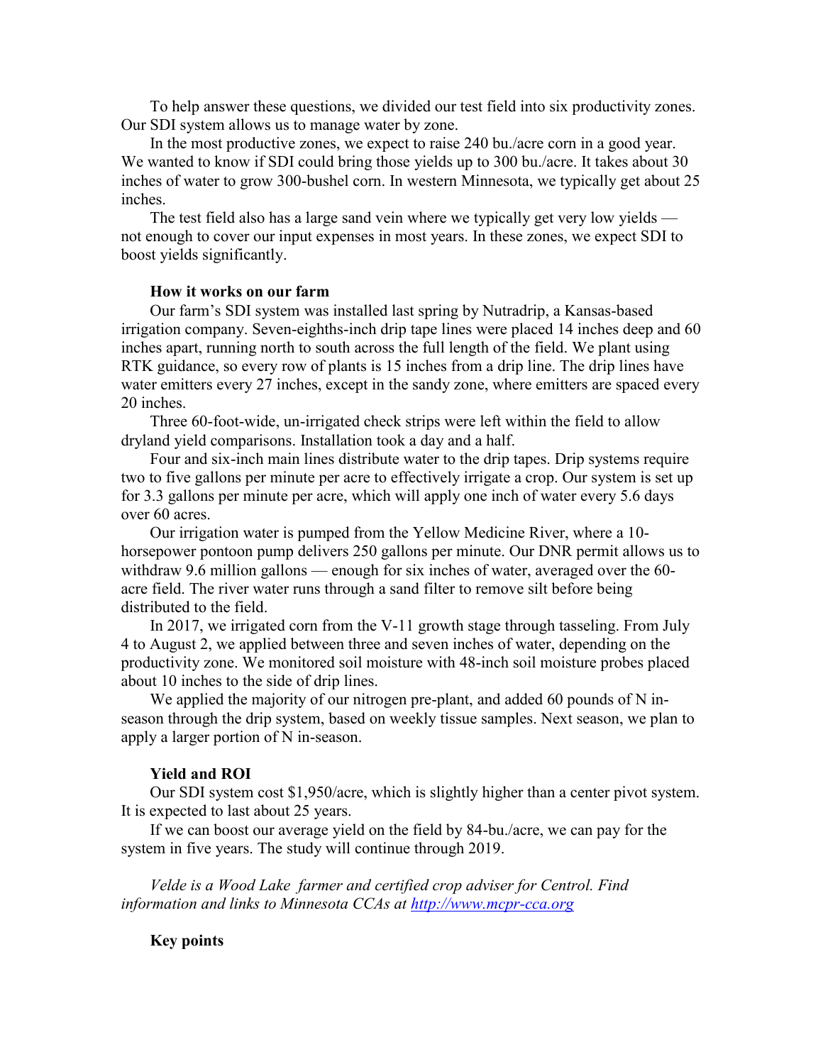To help answer these questions, we divided our test field into six productivity zones. Our SDI system allows us to manage water by zone.

In the most productive zones, we expect to raise 240 bu./acre corn in a good year. We wanted to know if SDI could bring those yields up to 300 bu./acre. It takes about 30 inches of water to grow 300-bushel corn. In western Minnesota, we typically get about 25 inches.

The test field also has a large sand vein where we typically get very low yields — not enough to cover our input expenses in most years. In these zones, we expect SDI to boost yields significantly.

**How it works on our farm**

Our farm's SDI system was installed last spring by Nutradrip, a Kansas-based irrigation company. Seven-eighths-inch drip tape lines were placed 14 inches deep and 60 inches apart, running north to south across the full length of the field. We plant using RTK guidance, so every row of plants is 15 inches from a drip line. The drip lines have water emitters every 27 inches, except in the sandy zone, where emitters are spaced every 20 inches.

Three 60-foot-wide, un-irrigated check strips were left within the field to allow dryland yield comparisons. Installation took a day and a half.

Four and six-inch main lines distribute water to the drip tapes. Drip systems require two to five gallons per minute per acre to effectively irrigate a crop. Our system is set up for 3.3 gallons per minute per acre, which will apply one inch of water every 5.6 days over 60 acres.

Our irrigation water is pumped from the Yellow Medicine River, where a 10-horsepower pontoon pump delivers 250 gallons per minute. Our DNR permit allows us to withdraw 9.6 million gallons — enough for six inches of water, averaged over the 60-acre field. The river water runs through a sand filter to remove silt before being distributed to the field.

In 2017, we irrigated corn from the V-11 growth stage through tasseling. From July 4 to August 2, we applied between three and seven inches of water, depending on the productivity zone. We monitored soil moisture with 48-inch soil moisture probes placed about 10 inches to the side of drip lines.

We applied the majority of our nitrogen pre-plant, and added 60 pounds of N in-season through the drip system, based on weekly tissue samples. Next season, we plan to apply a larger portion of N in-season.

**Yield and ROI**

Our SDI system cost $1,950/acre, which is slightly higher than a center pivot system. It is expected to last about 25 years.

If we can boost our average yield on the field by 84-bu./acre, we can pay for the system in five years. The study will continue through 2019.

*Velde is a Wood Lake farmer and certified crop adviser for Centrol. Find information and links to Minnesota CCAs at [http://www.mcpr-cca.org](http://www.mcpr-cca.org)*

**Key points**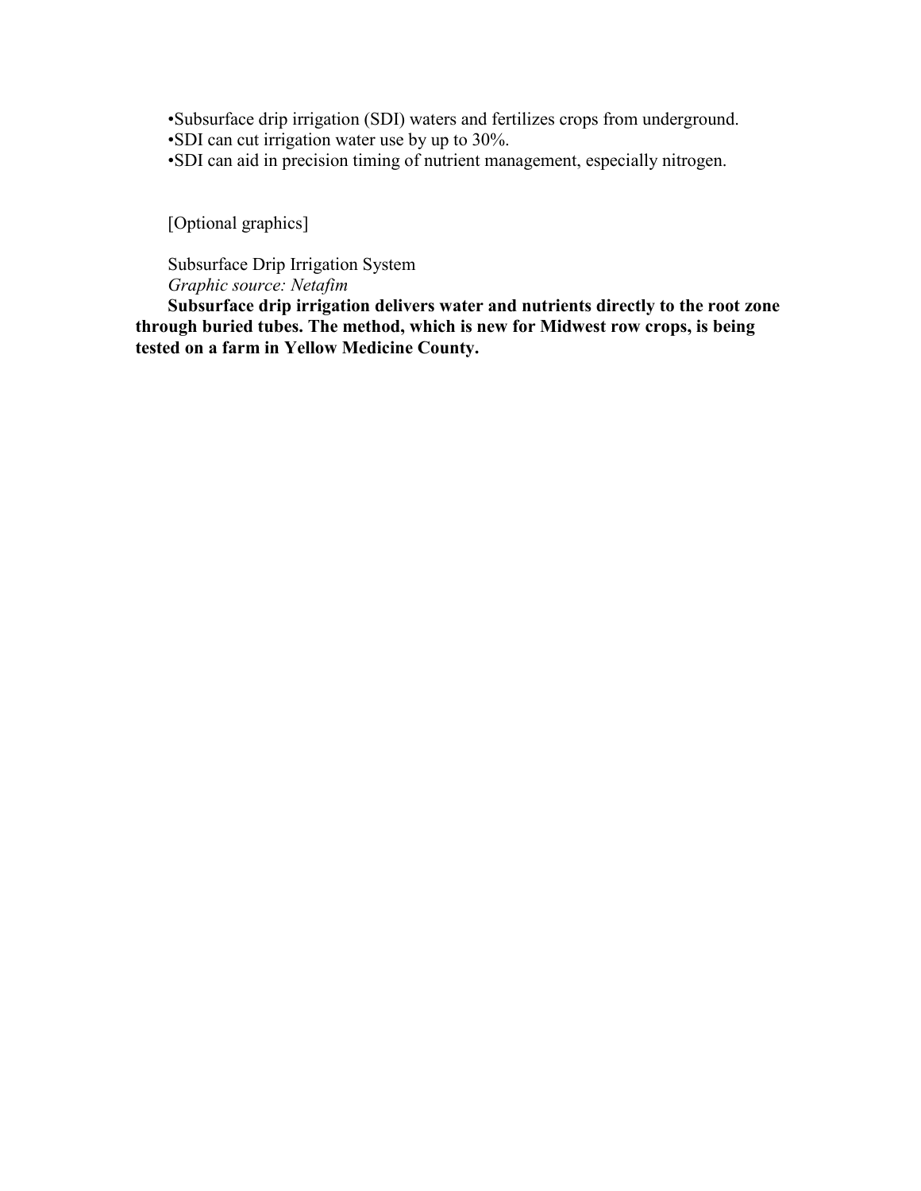•Subsurface drip irrigation (SDI) waters and fertilizes crops from underground.
•SDI can cut irrigation water use by up to 30%.
•SDI can aid in precision timing of nutrient management, especially nitrogen.

[Optional graphics]

Subsurface Drip Irrigation System
*Graphic source: Netafim*

**Subsurface drip irrigation delivers water and nutrients directly to the root zone through buried tubes. The method, which is new for Midwest row crops, is being tested on a farm in Yellow Medicine County.**